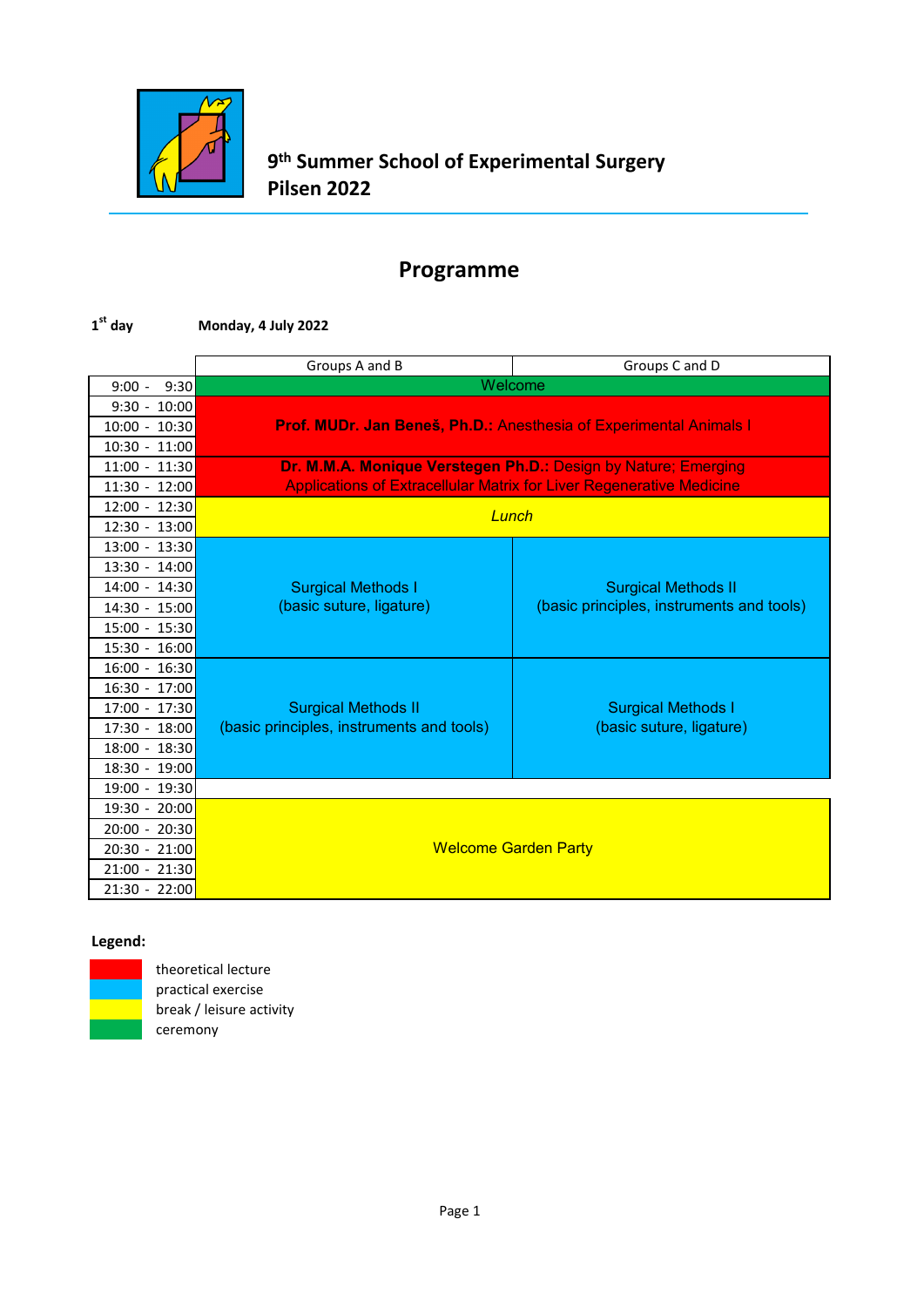# 9th Summer School of Experimental Surgery Pilsen 2022

## Programme

**1st day** **Monday, 4 July 2022**

| Time | Groups A and B | Groups C and D |
|---|---|---|
| 9:00 - 9:30 | Welcome | |
| 9:30 - 10:00 | **Prof. MUDr. Jan Beneš, Ph.D.:** Anesthesia of Experimental Animals I | |
| 10:00 - 10:30 | | |
| 10:30 - 11:00 | | |
| 11:00 - 11:30 | **Dr. M.M.A. Monique Verstegen Ph.D.:** Design by Nature; Emerging Applications of Extracellular Matrix for Liver Regenerative Medicine | |
| 11:30 - 12:00 | | |
| 12:00 - 12:30 | *Lunch* | |
| 12:30 - 13:00 | | |
| 13:00 - 13:30 | Surgical Methods I (basic suture, ligature) | Surgical Methods II (basic principles, instruments and tools) |
| 13:30 - 14:00 | | |
| 14:00 - 14:30 | | |
| 14:30 - 15:00 | | |
| 15:00 - 15:30 | | |
| 15:30 - 16:00 | | |
| 16:00 - 16:30 | Surgical Methods II (basic principles, instruments and tools) | Surgical Methods I (basic suture, ligature) |
| 16:30 - 17:00 | | |
| 17:00 - 17:30 | | |
| 17:30 - 18:00 | | |
| 18:00 - 18:30 | | |
| 18:30 - 19:00 | | |
| 19:00 - 19:30 | | |
| 19:30 - 20:00 | Welcome Garden Party | |
| 20:00 - 20:30 | | |
| 20:30 - 21:00 | | |
| 21:00 - 21:30 | | |
| 21:30 - 22:00 | | |

**Legend:**

- theoretical lecture (red)
- practical exercise (blue)
- break / leisure activity (yellow)
- ceremony (green)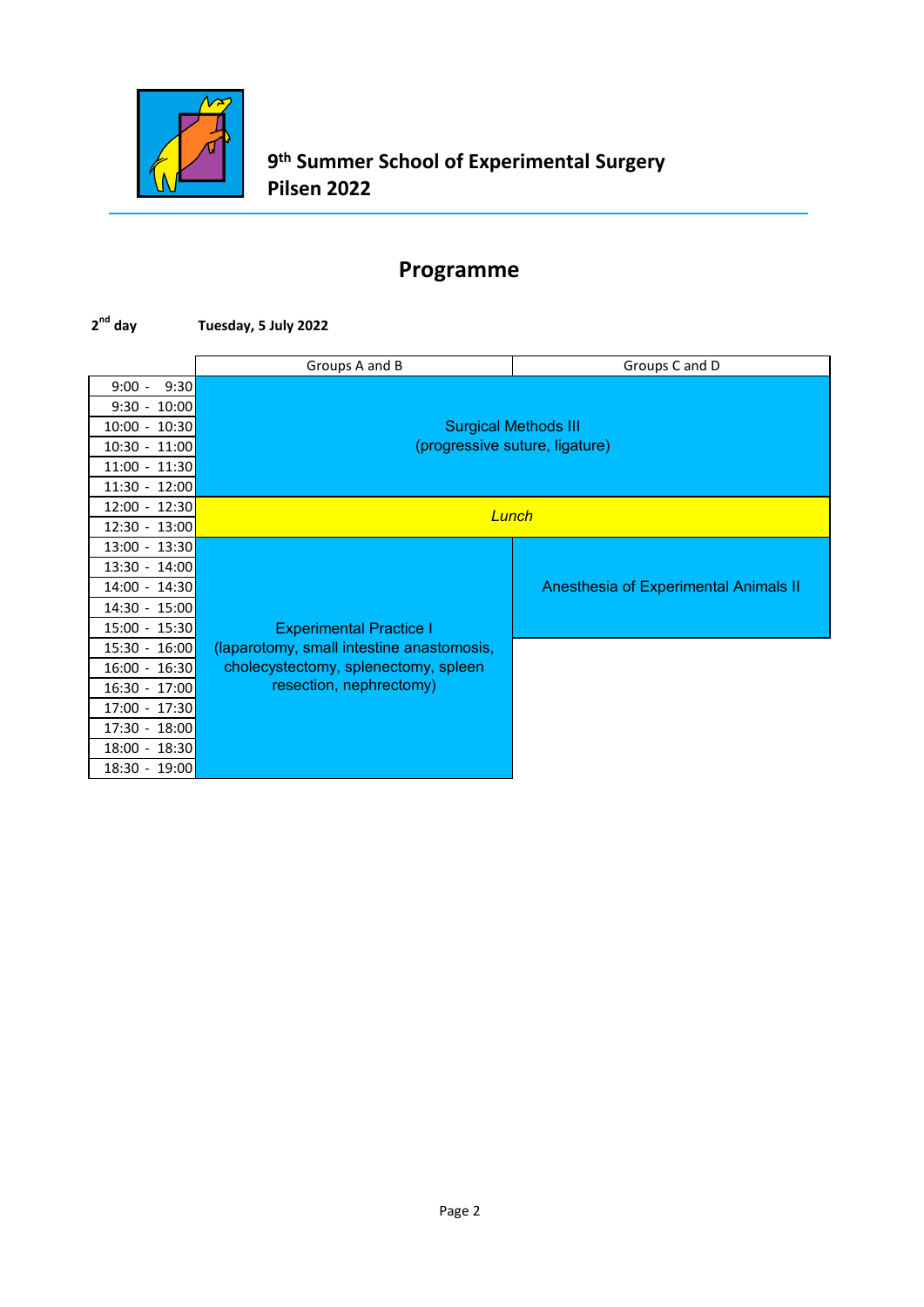# 9th Summer School of Experimental Surgery Pilsen 2022

## Programme

**2nd day** **Tuesday, 5 July 2022**

| | Groups A and B | Groups C and D |
|---|---|---|
| 9:00 - 9:30 | Surgical Methods III (progressive suture, ligature) | Surgical Methods III (progressive suture, ligature) |
| 9:30 - 10:00 | | |
| 10:00 - 10:30 | | |
| 10:30 - 11:00 | | |
| 11:00 - 11:30 | | |
| 11:30 - 12:00 | | |
| 12:00 - 12:30 | *Lunch* | *Lunch* |
| 12:30 - 13:00 | | |
| 13:00 - 13:30 | Experimental Practice I (laparotomy, small intestine anastomosis, cholecystectomy, splenectomy, spleen resection, nephrectomy) | Anesthesia of Experimental Animals II |
| 13:30 - 14:00 | | |
| 14:00 - 14:30 | | |
| 14:30 - 15:00 | | |
| 15:00 - 15:30 | | |
| 15:30 - 16:00 | | |
| 16:00 - 16:30 | | |
| 16:30 - 17:00 | | |
| 17:00 - 17:30 | | |
| 17:30 - 18:00 | | |
| 18:00 - 18:30 | | |
| 18:30 - 19:00 | | |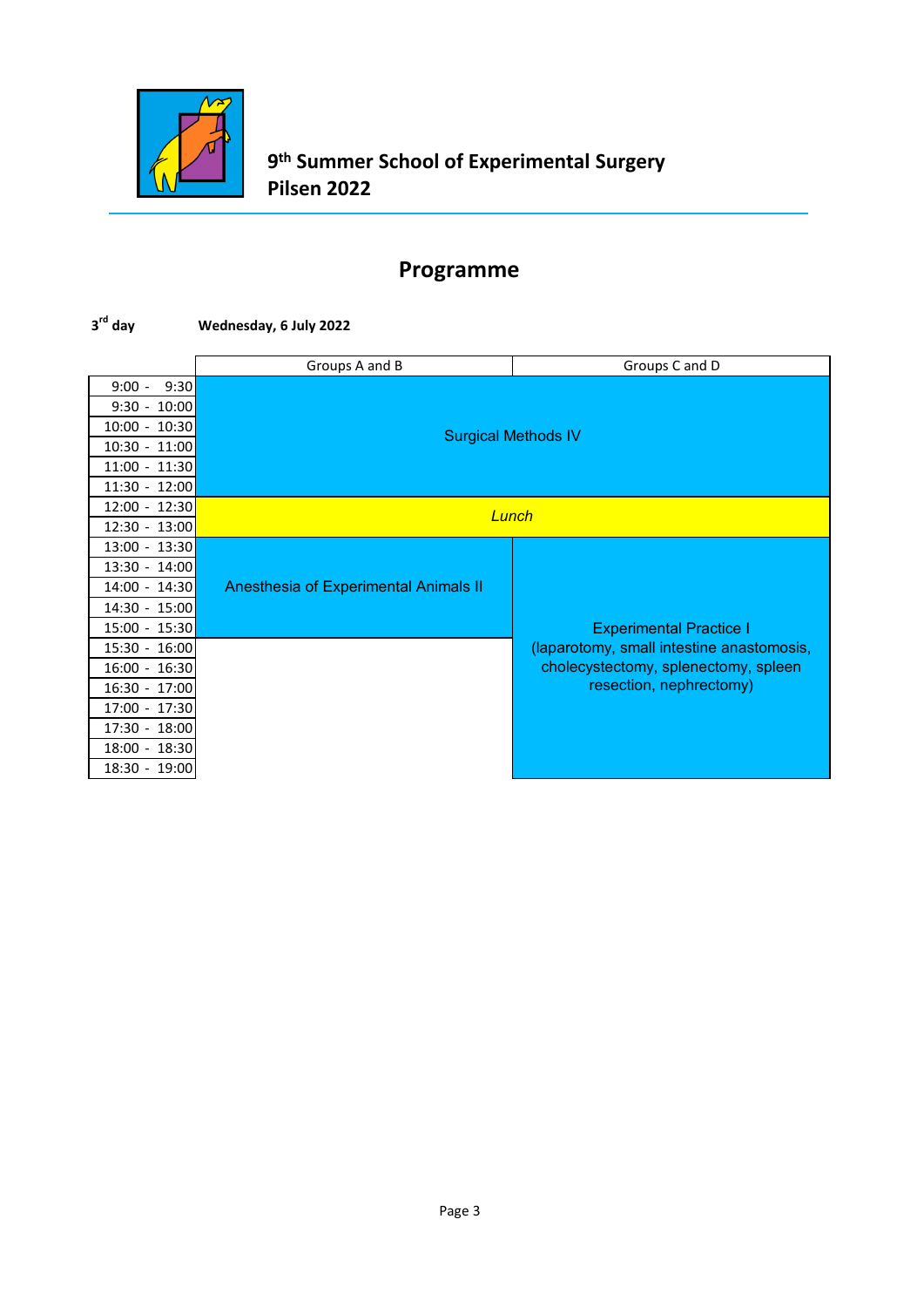**9th Summer School of Experimental Surgery**
**Pilsen 2022**

# Programme

**3rd day** **Wednesday, 6 July 2022**

| | Groups A and B | Groups C and D |
|---|---|---|
| 9:00 - 9:30 | Surgical Methods IV | Surgical Methods IV |
| 9:30 - 10:00 | | |
| 10:00 - 10:30 | | |
| 10:30 - 11:00 | | |
| 11:00 - 11:30 | | |
| 11:30 - 12:00 | | |
| 12:00 - 12:30 | *Lunch* | *Lunch* |
| 12:30 - 13:00 | | |
| 13:00 - 13:30 | Anesthesia of Experimental Animals II | Experimental Practice I (laparotomy, small intestine anastomosis, cholecystectomy, splenectomy, spleen resection, nephrectomy) |
| 13:30 - 14:00 | | |
| 14:00 - 14:30 | | |
| 14:30 - 15:00 | | |
| 15:00 - 15:30 | | |
| 15:30 - 16:00 | | |
| 16:00 - 16:30 | | |
| 16:30 - 17:00 | | |
| 17:00 - 17:30 | | |
| 17:30 - 18:00 | | |
| 18:00 - 18:30 | | |
| 18:30 - 19:00 | | |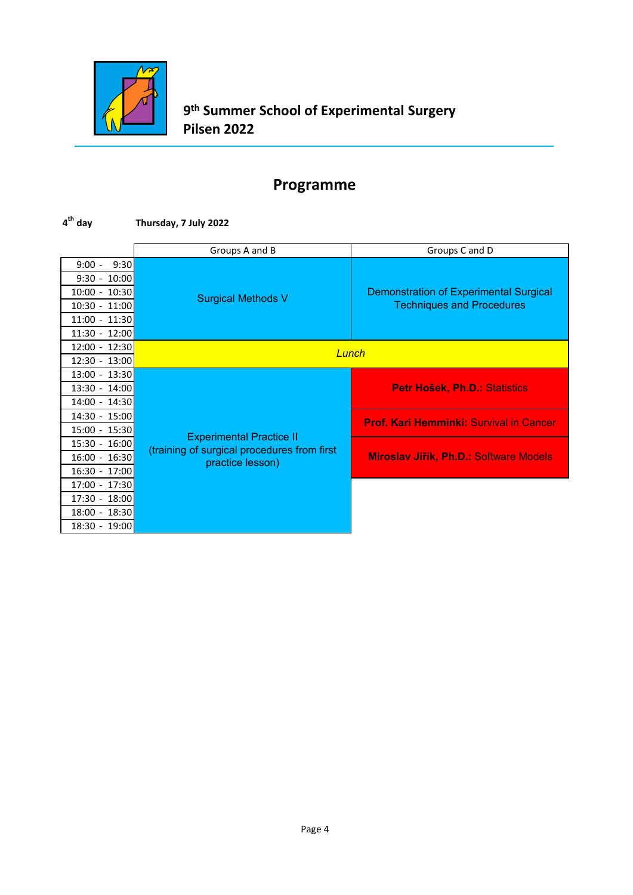**9th Summer School of Experimental Surgery**
**Pilsen 2022**

# Programme

**4th day** **Thursday, 7 July 2022**

| | Groups A and B | Groups C and D |
|---|---|---|
| 9:00 - 9:30 | Surgical Methods V | Demonstration of Experimental Surgical Techniques and Procedures |
| 9:30 - 10:00 | | |
| 10:00 - 10:30 | | |
| 10:30 - 11:00 | | |
| 11:00 - 11:30 | | |
| 11:30 - 12:00 | | |
| 12:00 - 12:30 | *Lunch* | |
| 12:30 - 13:00 | | |
| 13:00 - 13:30 | Experimental Practice II (training of surgical procedures from first practice lesson) | **Petr Hošek, Ph.D.:** Statistics |
| 13:30 - 14:00 | | |
| 14:00 - 14:30 | | **Prof. Kari Hemminki:** Survival in Cancer |
| 14:30 - 15:00 | | |
| 15:00 - 15:30 | | **Miroslav Jiřík, Ph.D.:** Software Models |
| 15:30 - 16:00 | | |
| 16:00 - 16:30 | | |
| 16:30 - 17:00 | | |
| 17:00 - 17:30 | | |
| 17:30 - 18:00 | | |
| 18:00 - 18:30 | | |
| 18:30 - 19:00 | | |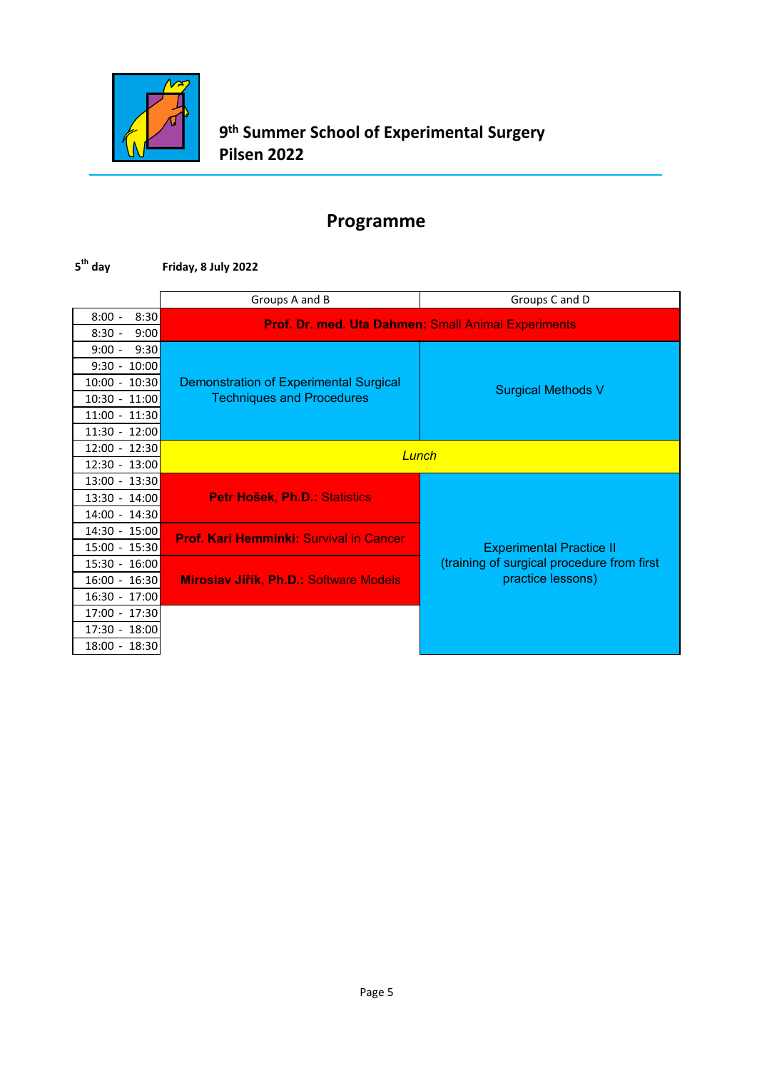**9th Summer School of Experimental Surgery Pilsen 2022**

# Programme

**5th day** **Friday, 8 July 2022**

| | Groups A and B | Groups C and D |
|---|---|---|
| 8:00 - 8:30 | **Prof. Dr. med. Uta Dahmen:** Small Animal Experiments | |
| 8:30 - 9:00 | | |
| 9:00 - 9:30 | Demonstration of Experimental Surgical Techniques and Procedures | Surgical Methods V |
| 9:30 - 10:00 | | |
| 10:00 - 10:30 | | |
| 10:30 - 11:00 | | |
| 11:00 - 11:30 | | |
| 11:30 - 12:00 | | |
| 12:00 - 12:30 | *Lunch* | |
| 12:30 - 13:00 | | |
| 13:00 - 13:30 | **Petr Hošek, Ph.D.:** Statistics | Experimental Practice II (training of surgical procedure from first practice lessons) |
| 13:30 - 14:00 | | |
| 14:00 - 14:30 | | |
| 14:30 - 15:00 | **Prof. Kari Hemminki:** Survival in Cancer | |
| 15:00 - 15:30 | | |
| 15:30 - 16:00 | **Miroslav Jiřík, Ph.D.:** Software Models | |
| 16:00 - 16:30 | | |
| 16:30 - 17:00 | | |
| 17:00 - 17:30 | | |
| 17:30 - 18:00 | | |
| 18:00 - 18:30 | | |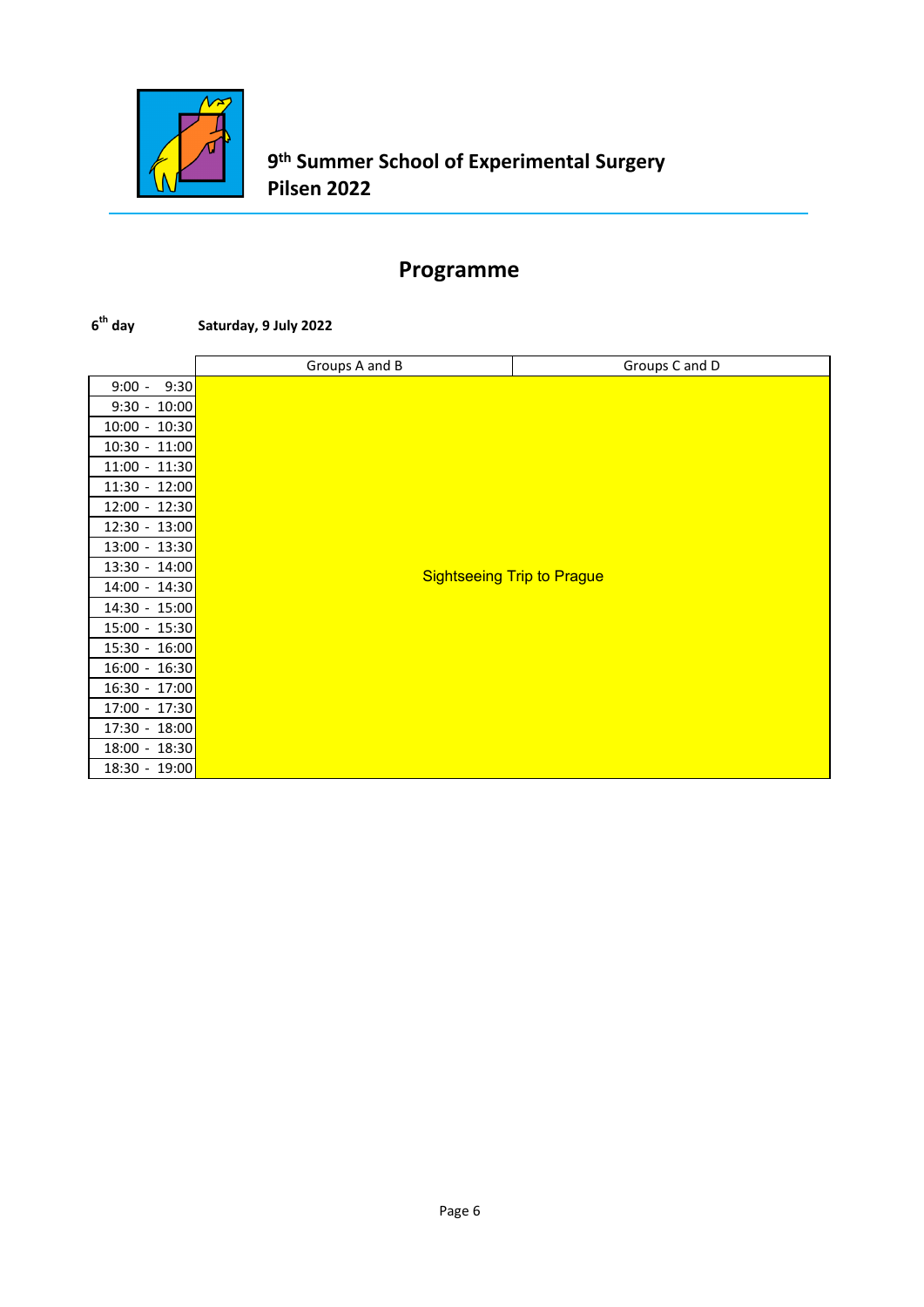**9th Summer School of Experimental Surgery**
**Pilsen 2022**

# Programme

**6th day** **Saturday, 9 July 2022**

| | Groups A and B | Groups C and D |
|---|---|---|
| 9:00 - 9:30 | Sightseeing Trip to Prague | |
| 9:30 - 10:00 | | |
| 10:00 - 10:30 | | |
| 10:30 - 11:00 | | |
| 11:00 - 11:30 | | |
| 11:30 - 12:00 | | |
| 12:00 - 12:30 | | |
| 12:30 - 13:00 | | |
| 13:00 - 13:30 | | |
| 13:30 - 14:00 | | |
| 14:00 - 14:30 | | |
| 14:30 - 15:00 | | |
| 15:00 - 15:30 | | |
| 15:30 - 16:00 | | |
| 16:00 - 16:30 | | |
| 16:30 - 17:00 | | |
| 17:00 - 17:30 | | |
| 17:30 - 18:00 | | |
| 18:00 - 18:30 | | |
| 18:30 - 19:00 | | |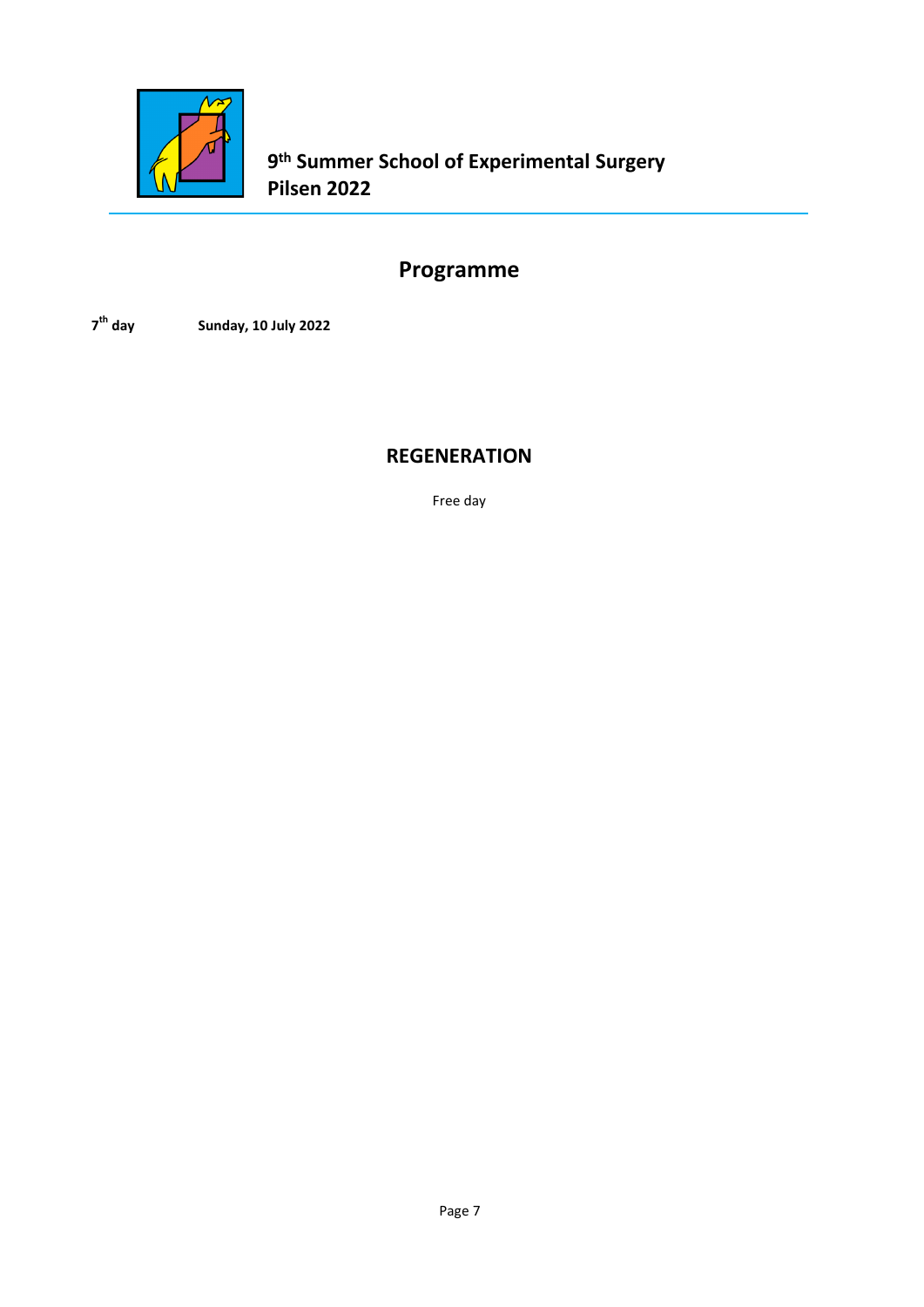# Programme

**7th day** **Sunday, 10 July 2022**

## REGENERATION

Free day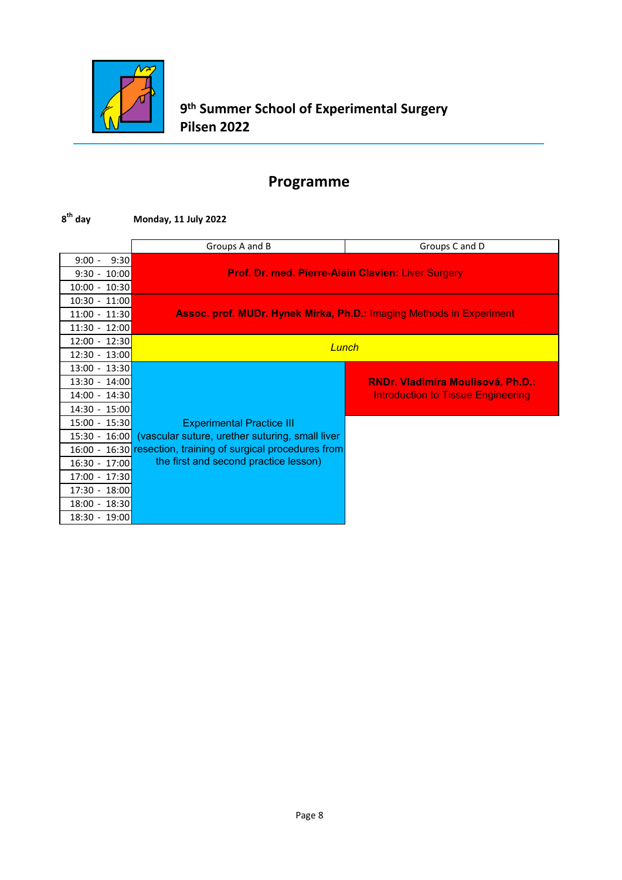## 9th Summer School of Experimental Surgery Pilsen 2022

# Programme

**8th day** **Monday, 11 July 2022**

| | Groups A and B | Groups C and D |
|---|---|---|
| 9:00 - 9:30 | **Prof. Dr. med. Pierre-Alain Clavien:** Liver Surgery | |
| 9:30 - 10:00 | | |
| 10:00 - 10:30 | | |
| 10:30 - 11:00 | **Assoc. prof. MUDr. Hynek Mírka, Ph.D.:** Imaging Methods in Experiment | |
| 11:00 - 11:30 | | |
| 11:30 - 12:00 | | |
| 12:00 - 12:30 | *Lunch* | |
| 12:30 - 13:00 | | |
| 13:00 - 13:30 | Experimental Practice III (vascular suture, urether suturing, small liver resection, training of surgical procedures from the first and second practice lesson) | **RNDr. Vladimíra Moulisová, Ph.D.:** Introduction to Tissue Engineering |
| 13:30 - 14:00 | | |
| 14:00 - 14:30 | | |
| 14:30 - 15:00 | | |
| 15:00 - 15:30 | | |
| 15:30 - 16:00 | | |
| 16:00 - 16:30 | | |
| 16:30 - 17:00 | | |
| 17:00 - 17:30 | | |
| 17:30 - 18:00 | | |
| 18:00 - 18:30 | | |
| 18:30 - 19:00 | | |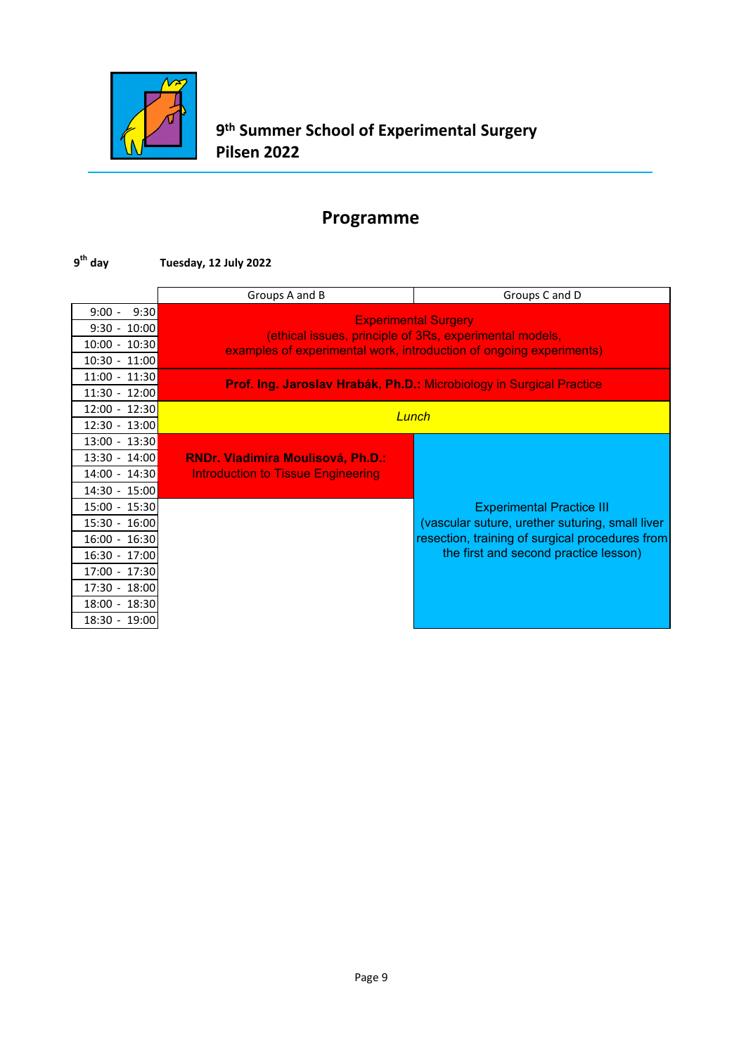**9th Summer School of Experimental Surgery**
**Pilsen 2022**

# Programme

**9th day** **Tuesday, 12 July 2022**

| | Groups A and B | Groups C and D |
|---|---|---|
| 9:00 - 9:30 | Experimental Surgery (ethical issues, principle of 3Rs, experimental models, examples of experimental work, introduction of ongoing experiments) | |
| 9:30 - 10:00 | | |
| 10:00 - 10:30 | | |
| 10:30 - 11:00 | | |
| 11:00 - 11:30 | **Prof. Ing. Jaroslav Hrabák, Ph.D.:** Microbiology in Surgical Practice | |
| 11:30 - 12:00 | | |
| 12:00 - 12:30 | *Lunch* | |
| 12:30 - 13:00 | | |
| 13:00 - 13:30 | **RNDr. Vladimíra Moulisová, Ph.D.:** Introduction to Tissue Engineering | Experimental Practice III (vascular suture, urether suturing, small liver resection, training of surgical procedures from the first and second practice lesson) |
| 13:30 - 14:00 | | |
| 14:00 - 14:30 | | |
| 14:30 - 15:00 | | |
| 15:00 - 15:30 | | |
| 15:30 - 16:00 | | |
| 16:00 - 16:30 | | |
| 16:30 - 17:00 | | |
| 17:00 - 17:30 | | |
| 17:30 - 18:00 | | |
| 18:00 - 18:30 | | |
| 18:30 - 19:00 | | |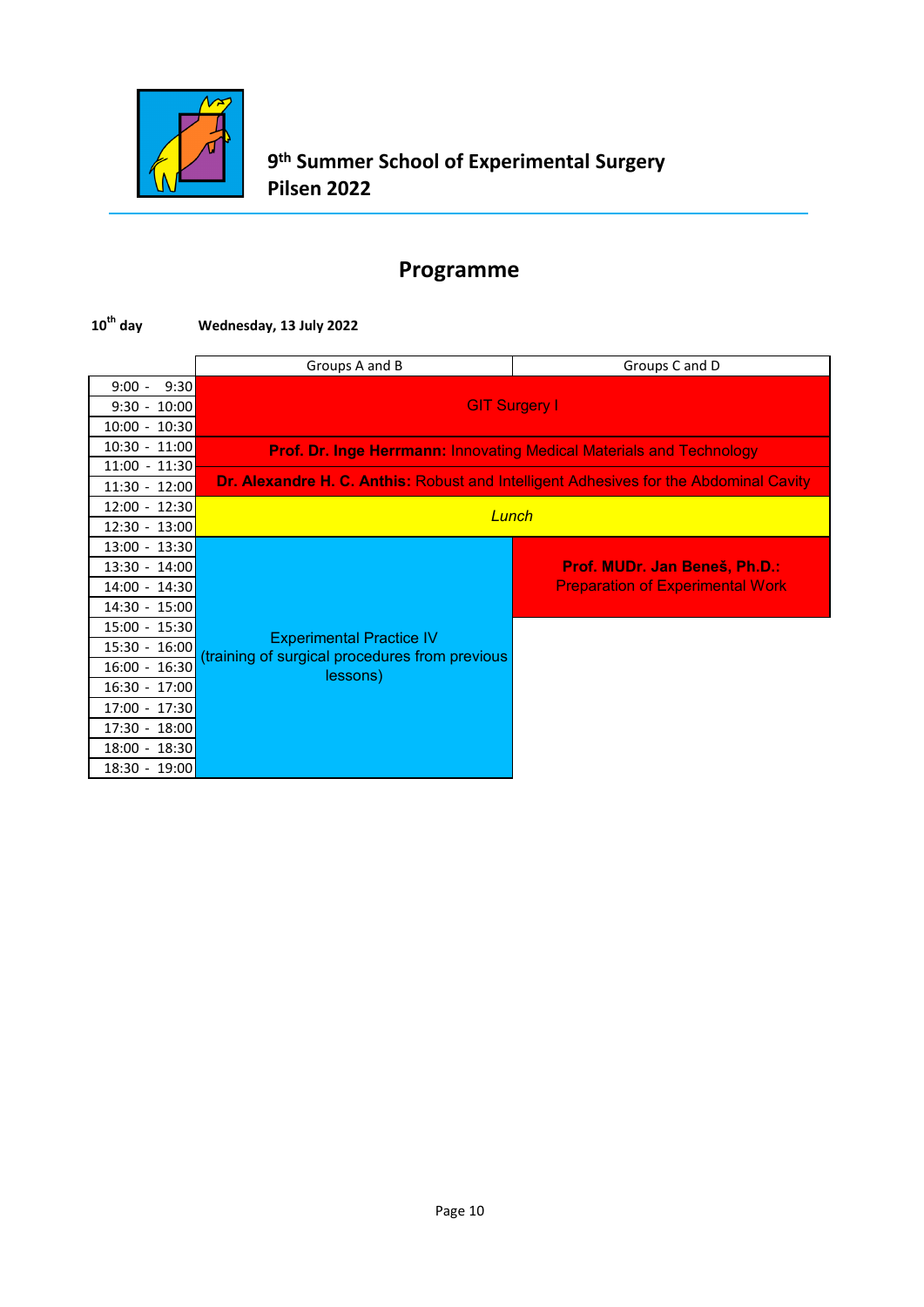# 9th Summer School of Experimental Surgery Pilsen 2022

## Programme

**10th day** **Wednesday, 13 July 2022**

| | Groups A and B | Groups C and D |
|---|---|---|
| 9:00 - 9:30 | GIT Surgery I | |
| 9:30 - 10:00 | | |
| 10:00 - 10:30 | | |
| 10:30 - 11:00 | **Prof. Dr. Inge Herrmann:** Innovating Medical Materials and Technology | |
| 11:00 - 11:30 | | |
| 11:30 - 12:00 | **Dr. Alexandre H. C. Anthis:** Robust and Intelligent Adhesives for the Abdominal Cavity | |
| 12:00 - 12:30 | *Lunch* | |
| 12:30 - 13:00 | | |
| 13:00 - 13:30 | Experimental Practice IV (training of surgical procedures from previous lessons) | **Prof. MUDr. Jan Beneš, Ph.D.:** Preparation of Experimental Work |
| 13:30 - 14:00 | | |
| 14:00 - 14:30 | | |
| 14:30 - 15:00 | | |
| 15:00 - 15:30 | | |
| 15:30 - 16:00 | | |
| 16:00 - 16:30 | | |
| 16:30 - 17:00 | | |
| 17:00 - 17:30 | | |
| 17:30 - 18:00 | | |
| 18:00 - 18:30 | | |
| 18:30 - 19:00 | | |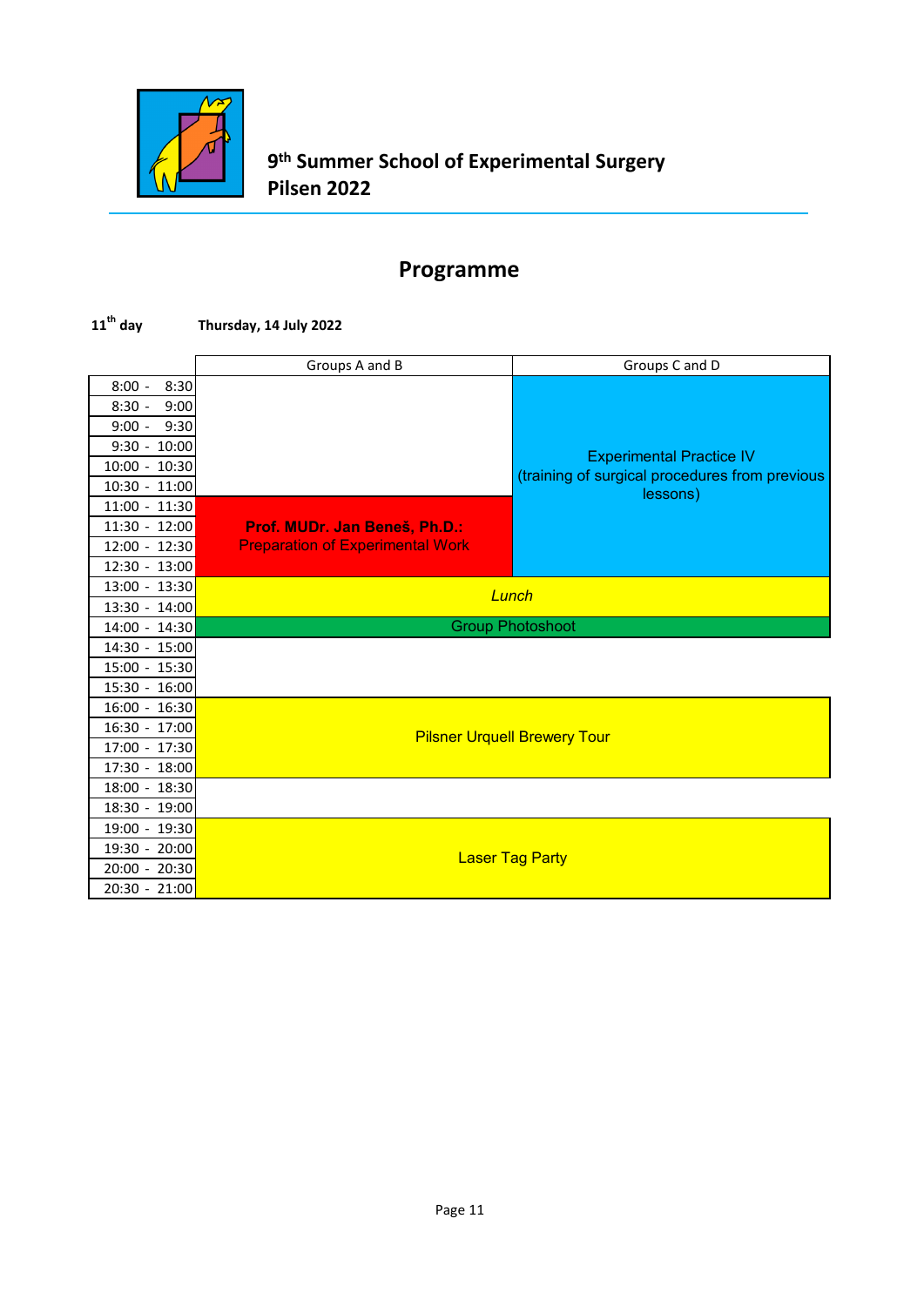**9th Summer School of Experimental Surgery**
**Pilsen 2022**

# Programme

**11th day** **Thursday, 14 July 2022**

| | Groups A and B | Groups C and D |
|---|---|---|
| 8:00 - 8:30 | | Experimental Practice IV (training of surgical procedures from previous lessons) |
| 8:30 - 9:00 | | |
| 9:00 - 9:30 | | |
| 9:30 - 10:00 | | |
| 10:00 - 10:30 | | |
| 10:30 - 11:00 | | |
| 11:00 - 11:30 | **Prof. MUDr. Jan Beneš, Ph.D.:** Preparation of Experimental Work | |
| 11:30 - 12:00 | | |
| 12:00 - 12:30 | | |
| 12:30 - 13:00 | | |
| 13:00 - 13:30 | *Lunch* | |
| 13:30 - 14:00 | | |
| 14:00 - 14:30 | Group Photoshoot | |
| 14:30 - 15:00 | | |
| 15:00 - 15:30 | | |
| 15:30 - 16:00 | | |
| 16:00 - 16:30 | Pilsner Urquell Brewery Tour | |
| 16:30 - 17:00 | | |
| 17:00 - 17:30 | | |
| 17:30 - 18:00 | | |
| 18:00 - 18:30 | | |
| 18:30 - 19:00 | | |
| 19:00 - 19:30 | Laser Tag Party | |
| 19:30 - 20:00 | | |
| 20:00 - 20:30 | | |
| 20:30 - 21:00 | | |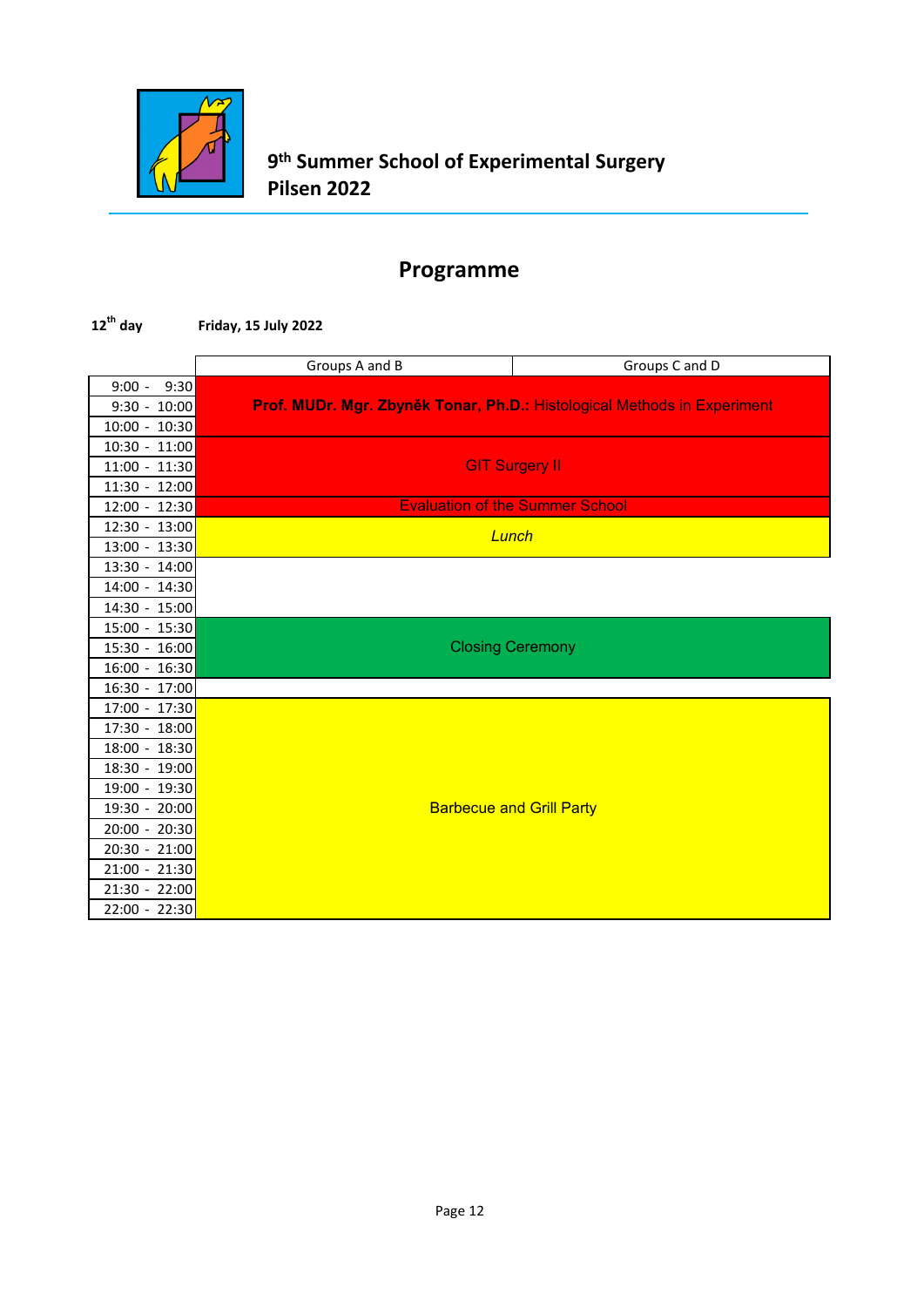**9th Summer School of Experimental Surgery**
**Pilsen 2022**

# Programme

**12th day** **Friday, 15 July 2022**

| | Groups A and B | Groups C and D |
|---|---|---|
| 9:00 - 9:30 | **Prof. MUDr. Mgr. Zbyněk Tonar, Ph.D.:** Histological Methods in Experiment | |
| 9:30 - 10:00 | | |
| 10:00 - 10:30 | | |
| 10:30 - 11:00 | GIT Surgery II | |
| 11:00 - 11:30 | | |
| 11:30 - 12:00 | | |
| 12:00 - 12:30 | Evaluation of the Summer School | |
| 12:30 - 13:00 | *Lunch* | |
| 13:00 - 13:30 | | |
| 13:30 - 14:00 | | |
| 14:00 - 14:30 | | |
| 14:30 - 15:00 | | |
| 15:00 - 15:30 | Closing Ceremony | |
| 15:30 - 16:00 | | |
| 16:00 - 16:30 | | |
| 16:30 - 17:00 | | |
| 17:00 - 17:30 | Barbecue and Grill Party | |
| 17:30 - 18:00 | | |
| 18:00 - 18:30 | | |
| 18:30 - 19:00 | | |
| 19:00 - 19:30 | | |
| 19:30 - 20:00 | | |
| 20:00 - 20:30 | | |
| 20:30 - 21:00 | | |
| 21:00 - 21:30 | | |
| 21:30 - 22:00 | | |
| 22:00 - 22:30 | | |